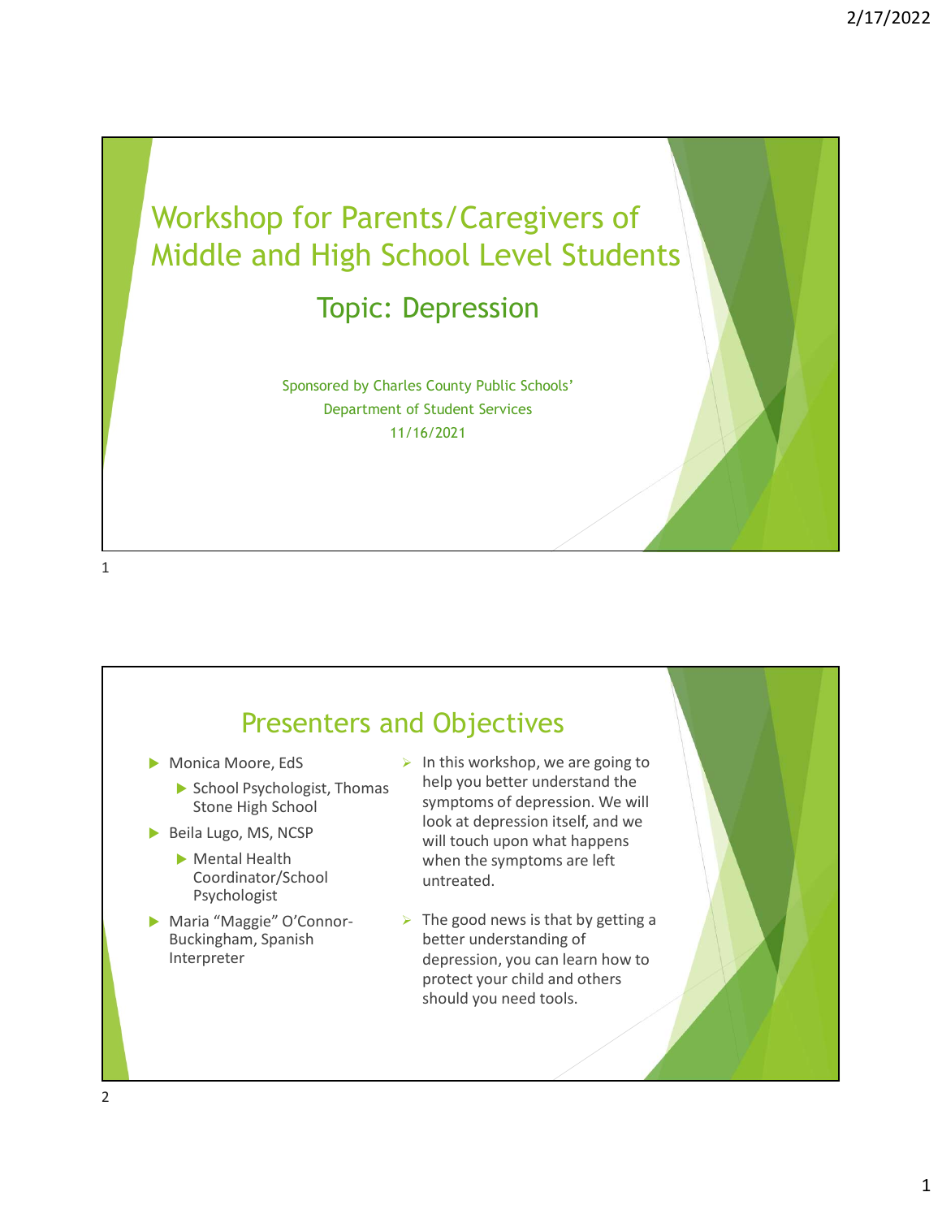# Workshop for Parents/Caregivers of Middle and High School Level Students

## Topic: Depression

Sponsored by Charles County Public Schools' Department of Student Services

11/16/2021

## Presenters and Objectives

- Monica Moore, EdS
  - School Psychologist, Thomas Stone High School
- Beila Lugo, MS, NCSP
  - Mental Health Coordinator/School Psychologist
- Maria "Maggie" O'Connor-Buckingham, Spanish Interpreter

- In this workshop, we are going to help you better understand the symptoms of depression. We will look at depression itself, and we will touch upon what happens when the symptoms are left untreated.
- The good news is that by getting a better understanding of depression, you can learn how to protect your child and others should you need tools.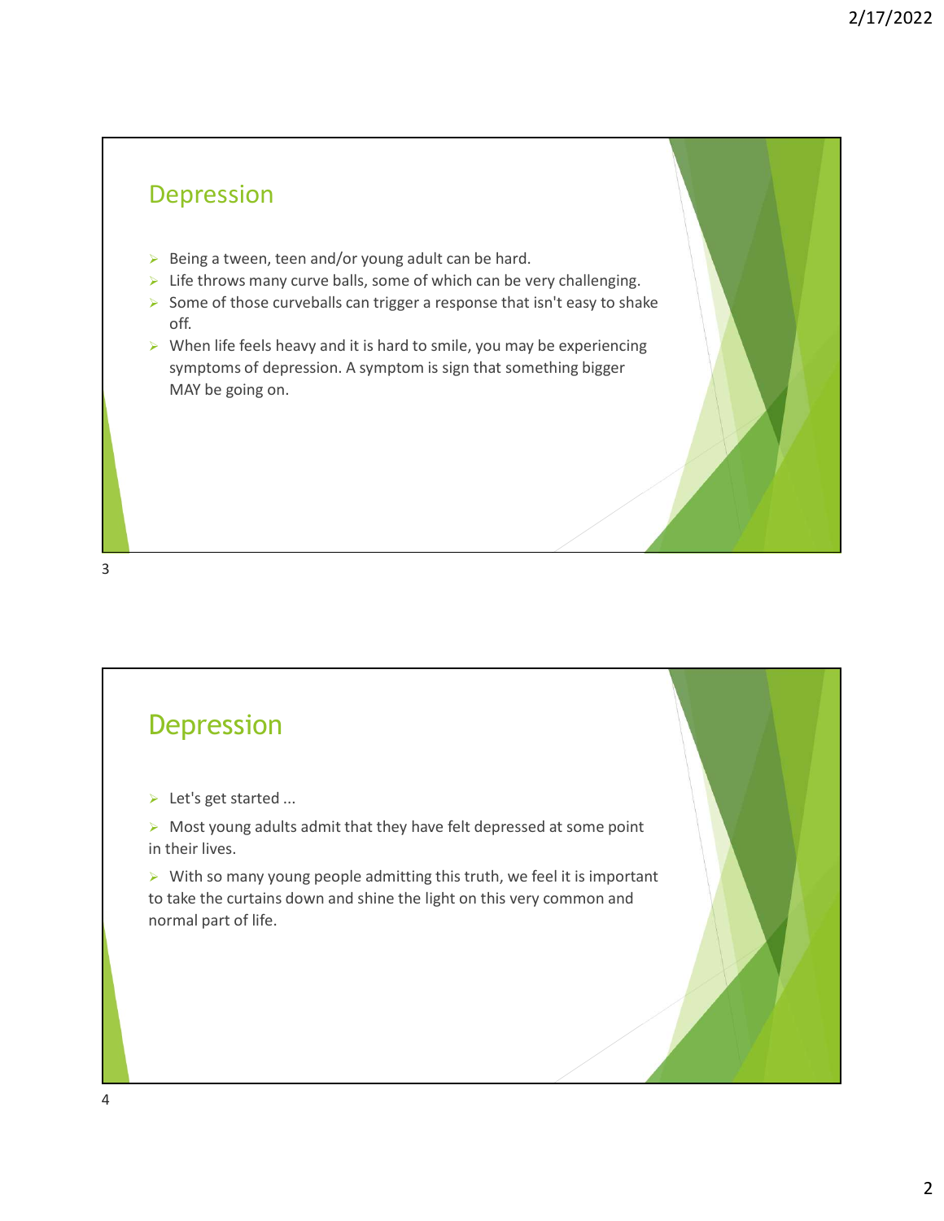## Depression

- Being a tween, teen and/or young adult can be hard.
- Life throws many curve balls, some of which can be very challenging.
- Some of those curveballs can trigger a response that isn't easy to shake off.
- When life feels heavy and it is hard to smile, you may be experiencing symptoms of depression. A symptom is sign that something bigger MAY be going on.

## Depression

- Let's get started ...
- Most young adults admit that they have felt depressed at some point in their lives.
- With so many young people admitting this truth, we feel it is important to take the curtains down and shine the light on this very common and normal part of life.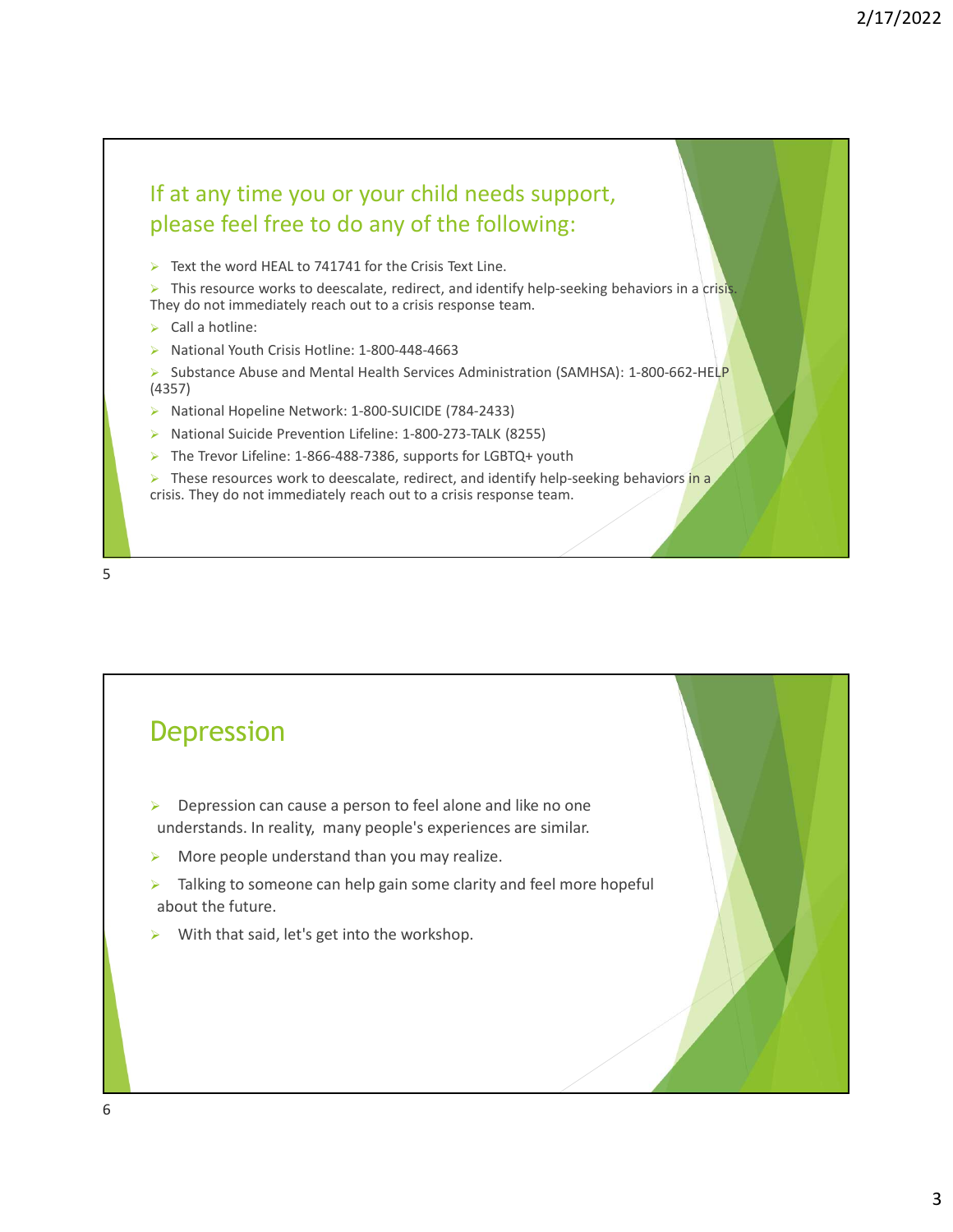## If at any time you or your child needs support, please feel free to do any of the following:

- Text the word HEAL to 741741 for the Crisis Text Line.
- This resource works to deescalate, redirect, and identify help-seeking behaviors in a crisis. They do not immediately reach out to a crisis response team.
- Call a hotline:
- National Youth Crisis Hotline: 1-800-448-4663
- Substance Abuse and Mental Health Services Administration (SAMHSA): 1-800-662-HELP (4357)
- National Hopeline Network: 1-800-SUICIDE (784-2433)
- National Suicide Prevention Lifeline: 1-800-273-TALK (8255)
- The Trevor Lifeline: 1-866-488-7386, supports for LGBTQ+ youth
- These resources work to deescalate, redirect, and identify help-seeking behaviors in a crisis. They do not immediately reach out to a crisis response team.

## Depression

- Depression can cause a person to feel alone and like no one understands. In reality, many people's experiences are similar.
- More people understand than you may realize.
- Talking to someone can help gain some clarity and feel more hopeful about the future.
- With that said, let's get into the workshop.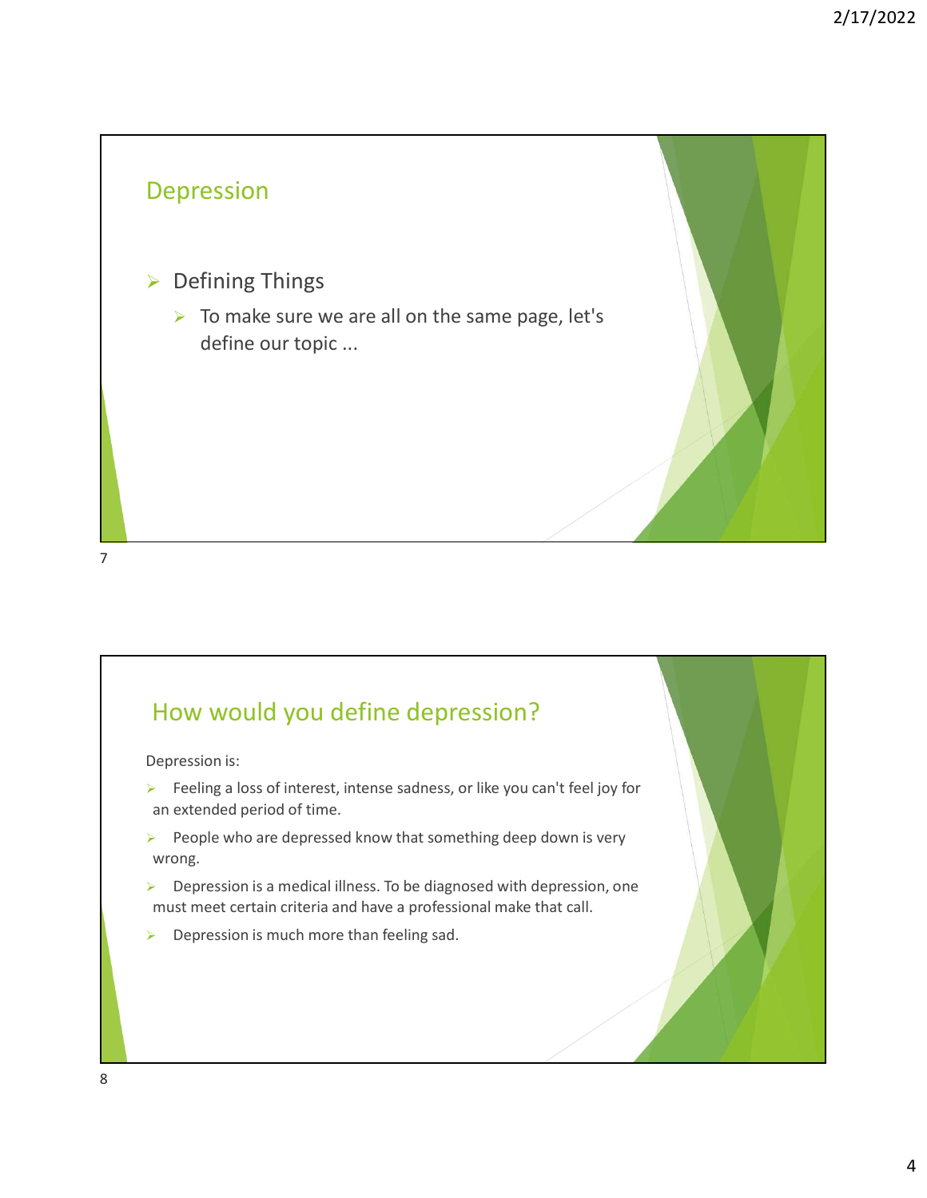## Depression

- Defining Things
  - To make sure we are all on the same page, let's define our topic ...

## How would you define depression?

Depression is:

- Feeling a loss of interest, intense sadness, or like you can't feel joy for an extended period of time.
- People who are depressed know that something deep down is very wrong.
- Depression is a medical illness. To be diagnosed with depression, one must meet certain criteria and have a professional make that call.
- Depression is much more than feeling sad.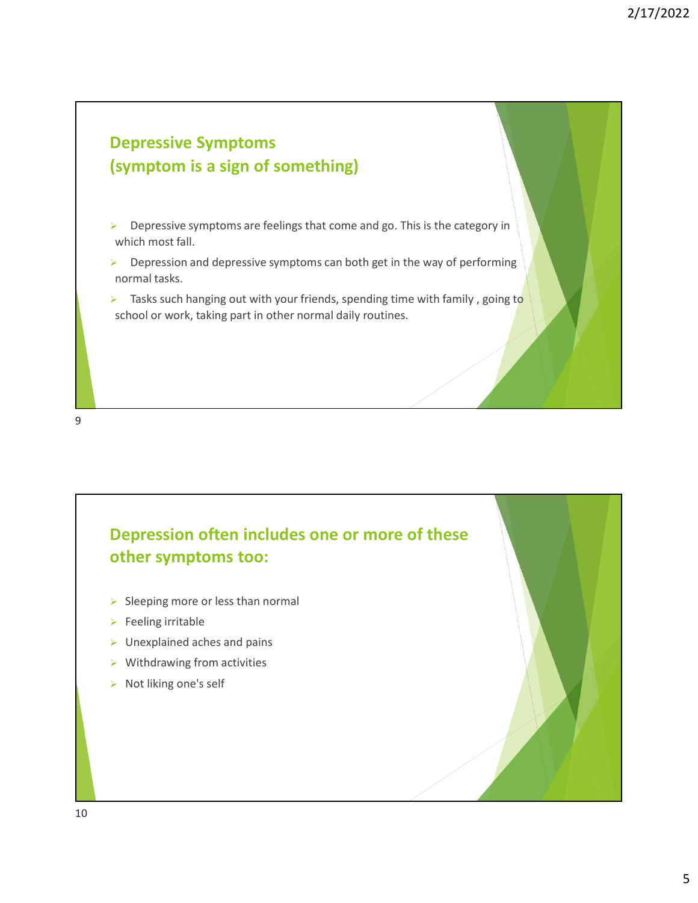## Depressive Symptoms
## (symptom is a sign of something)

- Depressive symptoms are feelings that come and go. This is the category in which most fall.
- Depression and depressive symptoms can both get in the way of performing normal tasks.
- Tasks such hanging out with your friends, spending time with family , going to school or work, taking part in other normal daily routines.

## Depression often includes one or more of these other symptoms too:

- Sleeping more or less than normal
- Feeling irritable
- Unexplained aches and pains
- Withdrawing from activities
- Not liking one's self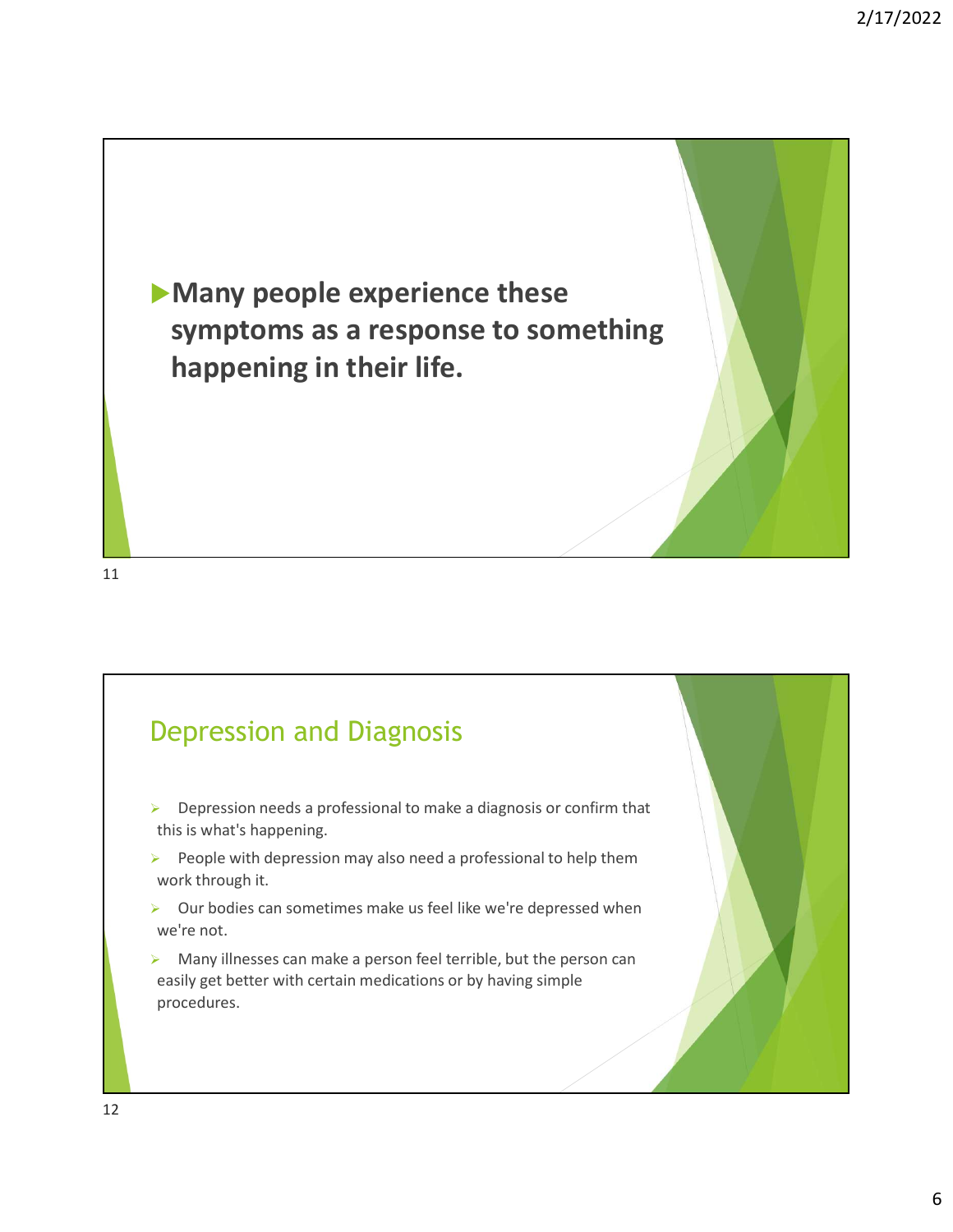**Many people experience these symptoms as a response to something happening in their life.**

## Depression and Diagnosis

- Depression needs a professional to make a diagnosis or confirm that this is what's happening.
- People with depression may also need a professional to help them work through it.
- Our bodies can sometimes make us feel like we're depressed when we're not.
- Many illnesses can make a person feel terrible, but the person can easily get better with certain medications or by having simple procedures.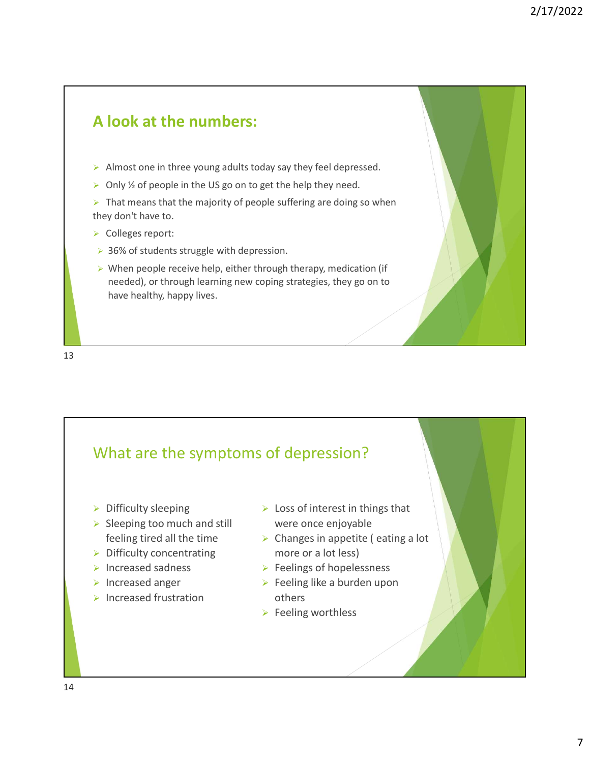## A look at the numbers:

- Almost one in three young adults today say they feel depressed.
- Only ½ of people in the US go on to get the help they need.
- That means that the majority of people suffering are doing so when they don't have to.
- Colleges report:
- 36% of students struggle with depression.
- When people receive help, either through therapy, medication (if needed), or through learning new coping strategies, they go on to have healthy, happy lives.

## What are the symptoms of depression?

- Difficulty sleeping
- Sleeping too much and still feeling tired all the time
- Difficulty concentrating
- Increased sadness
- Increased anger
- Increased frustration
- Loss of interest in things that were once enjoyable
- Changes in appetite ( eating a lot more or a lot less)
- Feelings of hopelessness
- Feeling like a burden upon others
- Feeling worthless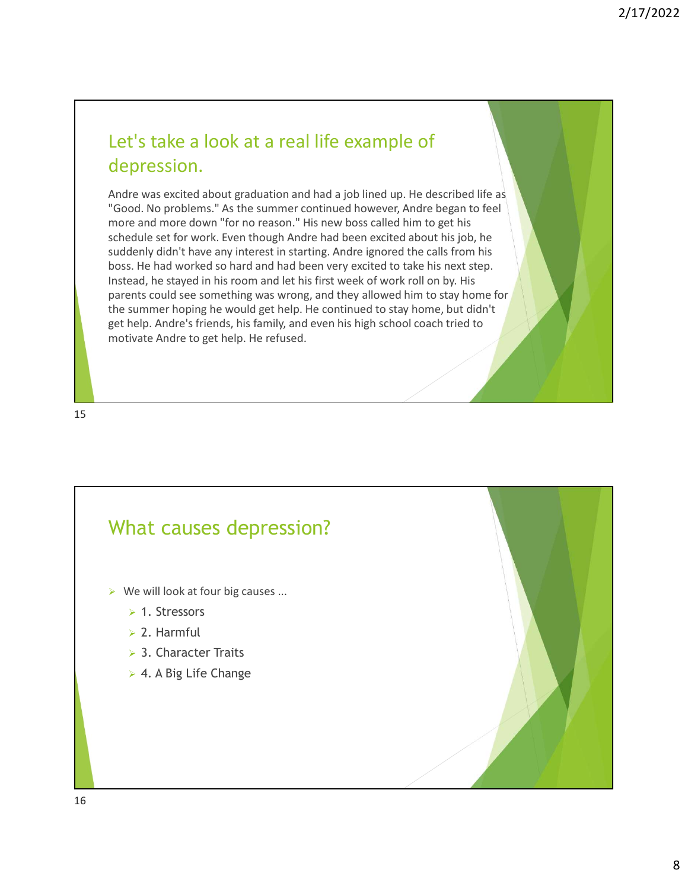## Let's take a look at a real life example of depression.

Andre was excited about graduation and had a job lined up. He described life as "Good. No problems." As the summer continued however, Andre began to feel more and more down "for no reason." His new boss called him to get his schedule set for work. Even though Andre had been excited about his job, he suddenly didn't have any interest in starting. Andre ignored the calls from his boss. He had worked so hard and had been very excited to take his next step. Instead, he stayed in his room and let his first week of work roll on by. His parents could see something was wrong, and they allowed him to stay home for the summer hoping he would get help. He continued to stay home, but didn't get help. Andre's friends, his family, and even his high school coach tried to motivate Andre to get help. He refused.

## What causes depression?

- We will look at four big causes …
  - 1. Stressors
  - 2. Harmful
  - 3. Character Traits
  - 4. A Big Life Change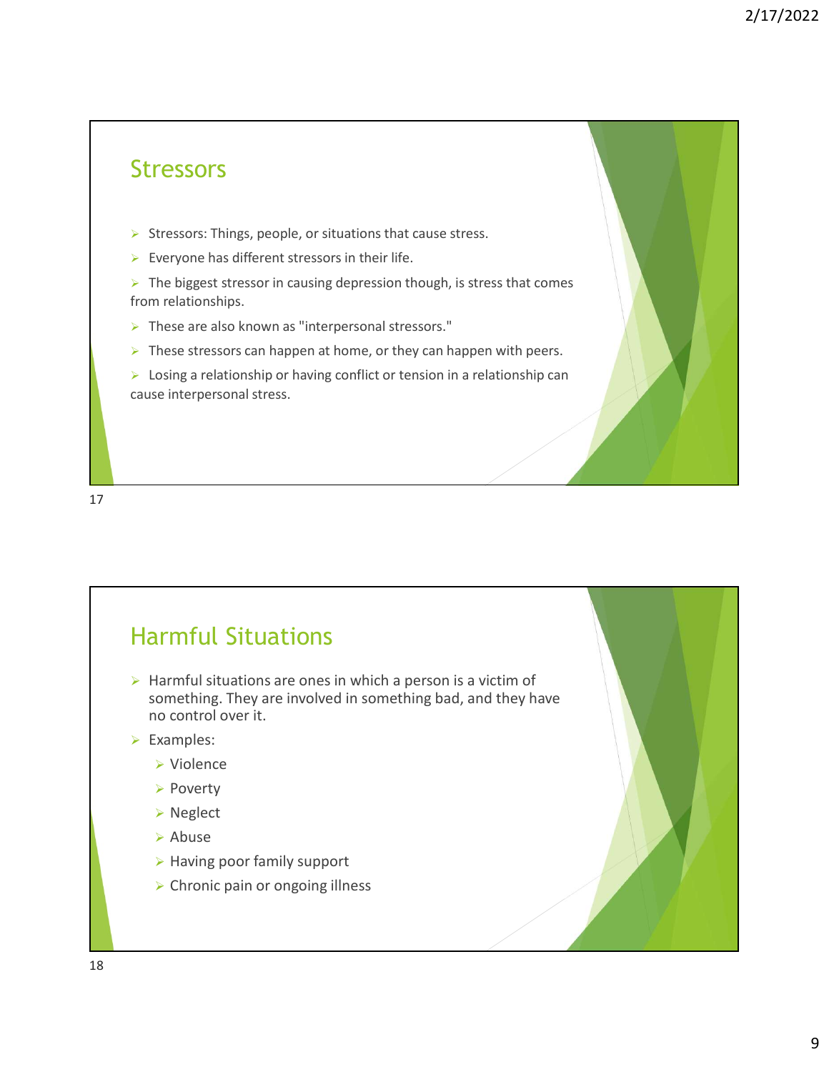## Stressors

- Stressors: Things, people, or situations that cause stress.
- Everyone has different stressors in their life.
- The biggest stressor in causing depression though, is stress that comes from relationships.
- These are also known as "interpersonal stressors."
- These stressors can happen at home, or they can happen with peers.
- Losing a relationship or having conflict or tension in a relationship can cause interpersonal stress.

## Harmful Situations

- Harmful situations are ones in which a person is a victim of something. They are involved in something bad, and they have no control over it.
- Examples:
  - Violence
  - Poverty
  - Neglect
  - Abuse
  - Having poor family support
  - Chronic pain or ongoing illness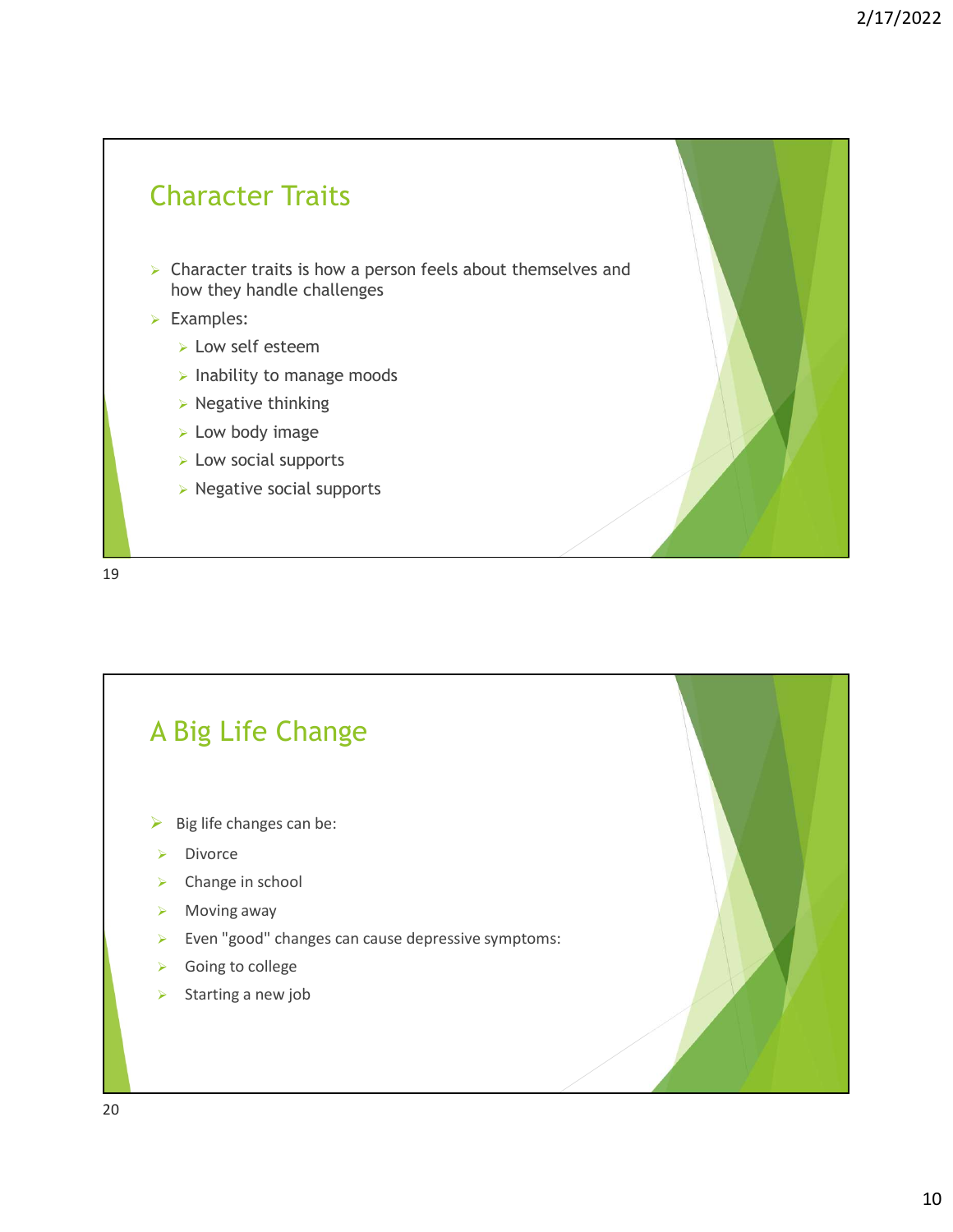## Character Traits

- Character traits is how a person feels about themselves and how they handle challenges
- Examples:
  - Low self esteem
  - Inability to manage moods
  - Negative thinking
  - Low body image
  - Low social supports
  - Negative social supports

## A Big Life Change

- Big life changes can be:
- Divorce
- Change in school
- Moving away
- Even "good" changes can cause depressive symptoms:
- Going to college
- Starting a new job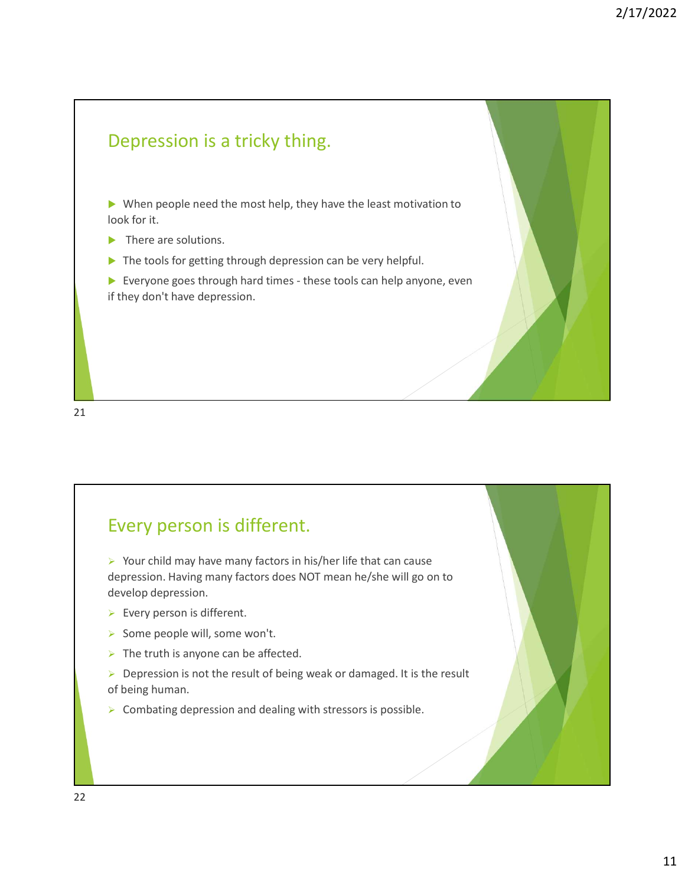## Depression is a tricky thing.

- When people need the most help, they have the least motivation to look for it.
- There are solutions.
- The tools for getting through depression can be very helpful.
- Everyone goes through hard times - these tools can help anyone, even if they don't have depression.

## Every person is different.

- Your child may have many factors in his/her life that can cause depression. Having many factors does NOT mean he/she will go on to develop depression.
- Every person is different.
- Some people will, some won't.
- The truth is anyone can be affected.
- Depression is not the result of being weak or damaged. It is the result of being human.
- Combating depression and dealing with stressors is possible.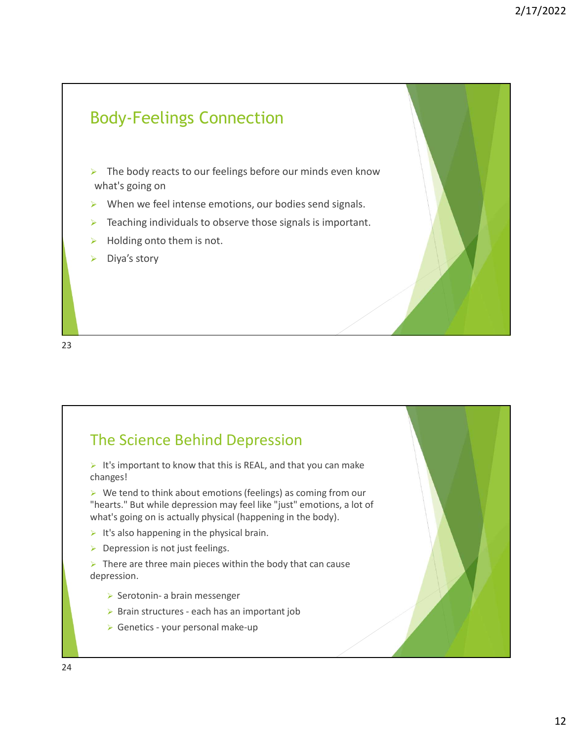## Body-Feelings Connection

- The body reacts to our feelings before our minds even know what's going on
- When we feel intense emotions, our bodies send signals.
- Teaching individuals to observe those signals is important.
- Holding onto them is not.
- Diya's story

## The Science Behind Depression

- It's important to know that this is REAL, and that you can make changes!
- We tend to think about emotions (feelings) as coming from our "hearts." But while depression may feel like "just" emotions, a lot of what's going on is actually physical (happening in the body).
- It's also happening in the physical brain.
- Depression is not just feelings.
- There are three main pieces within the body that can cause depression.
  - Serotonin- a brain messenger
  - Brain structures - each has an important job
  - Genetics - your personal make-up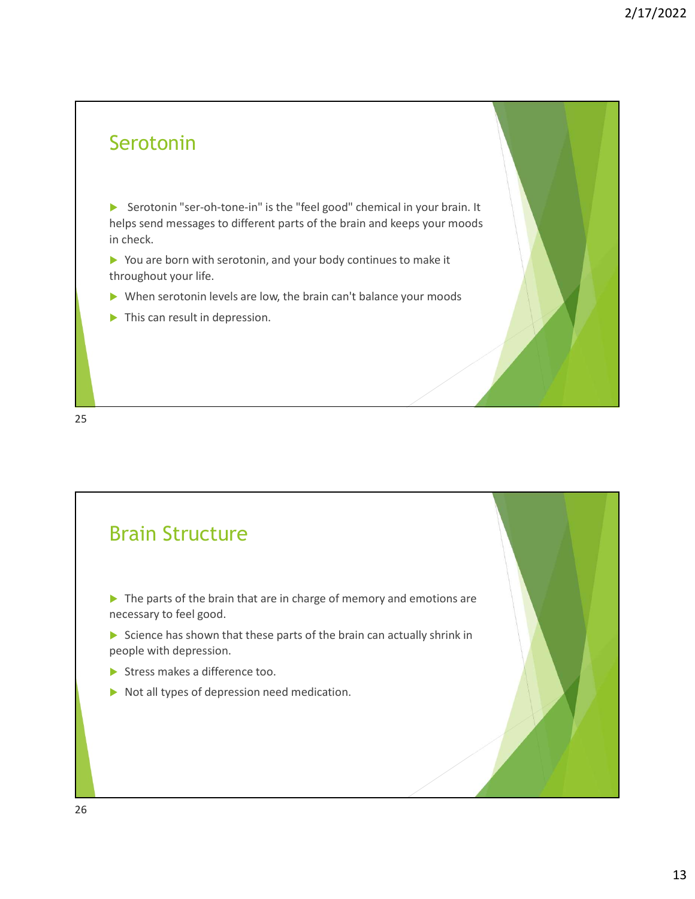## Serotonin

- Serotonin "ser-oh-tone-in" is the "feel good" chemical in your brain. It helps send messages to different parts of the brain and keeps your moods in check.
- You are born with serotonin, and your body continues to make it throughout your life.
- When serotonin levels are low, the brain can't balance your moods
- This can result in depression.

## Brain Structure

- The parts of the brain that are in charge of memory and emotions are necessary to feel good.
- Science has shown that these parts of the brain can actually shrink in people with depression.
- Stress makes a difference too.
- Not all types of depression need medication.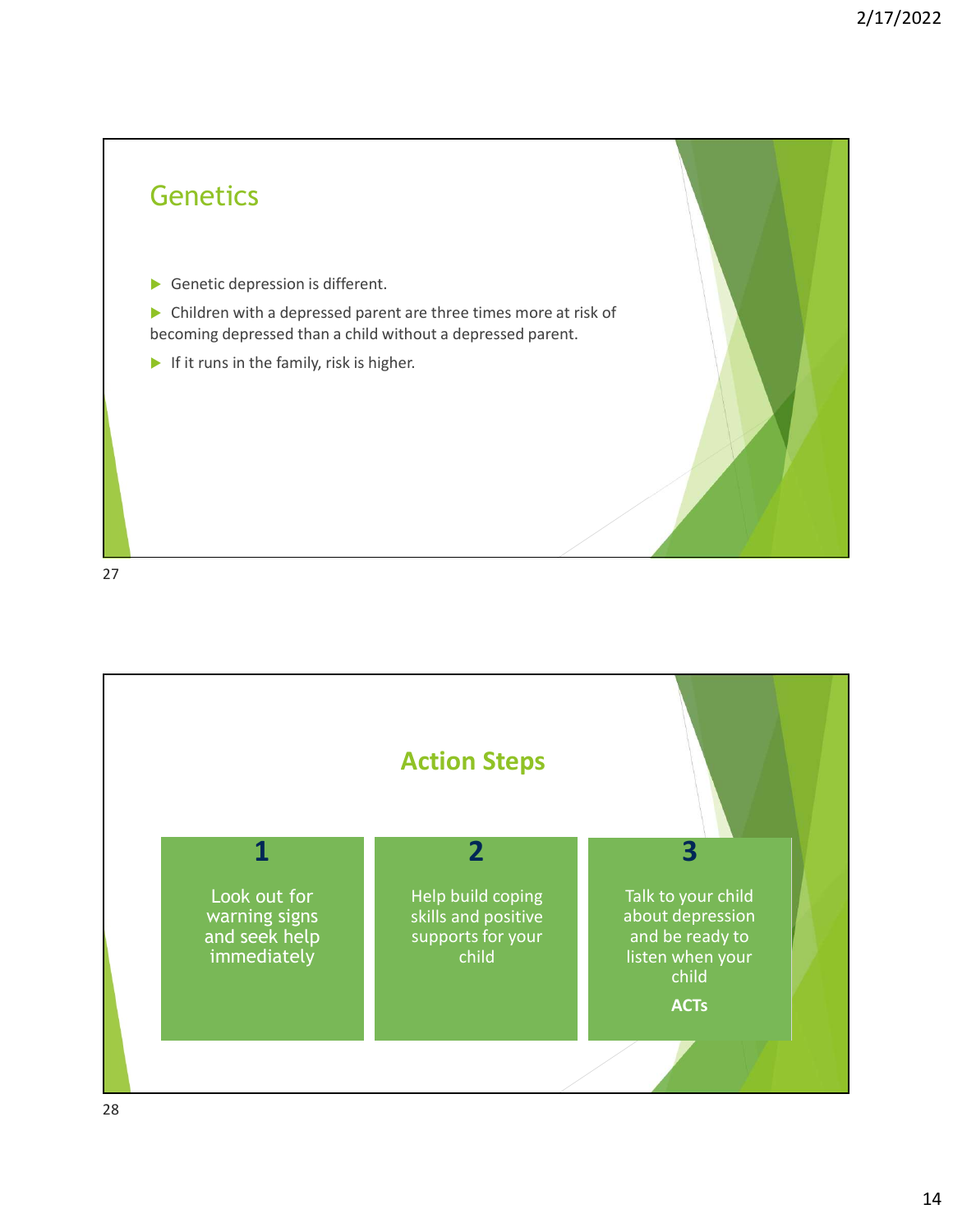## Genetics

- Genetic depression is different.
- Children with a depressed parent are three times more at risk of becoming depressed than a child without a depressed parent.
- If it runs in the family, risk is higher.

## Action Steps

**1**

Look out for warning signs and seek help immediately

**2**

Help build coping skills and positive supports for your child

**3**

Talk to your child about depression and be ready to listen when your child

**ACTs**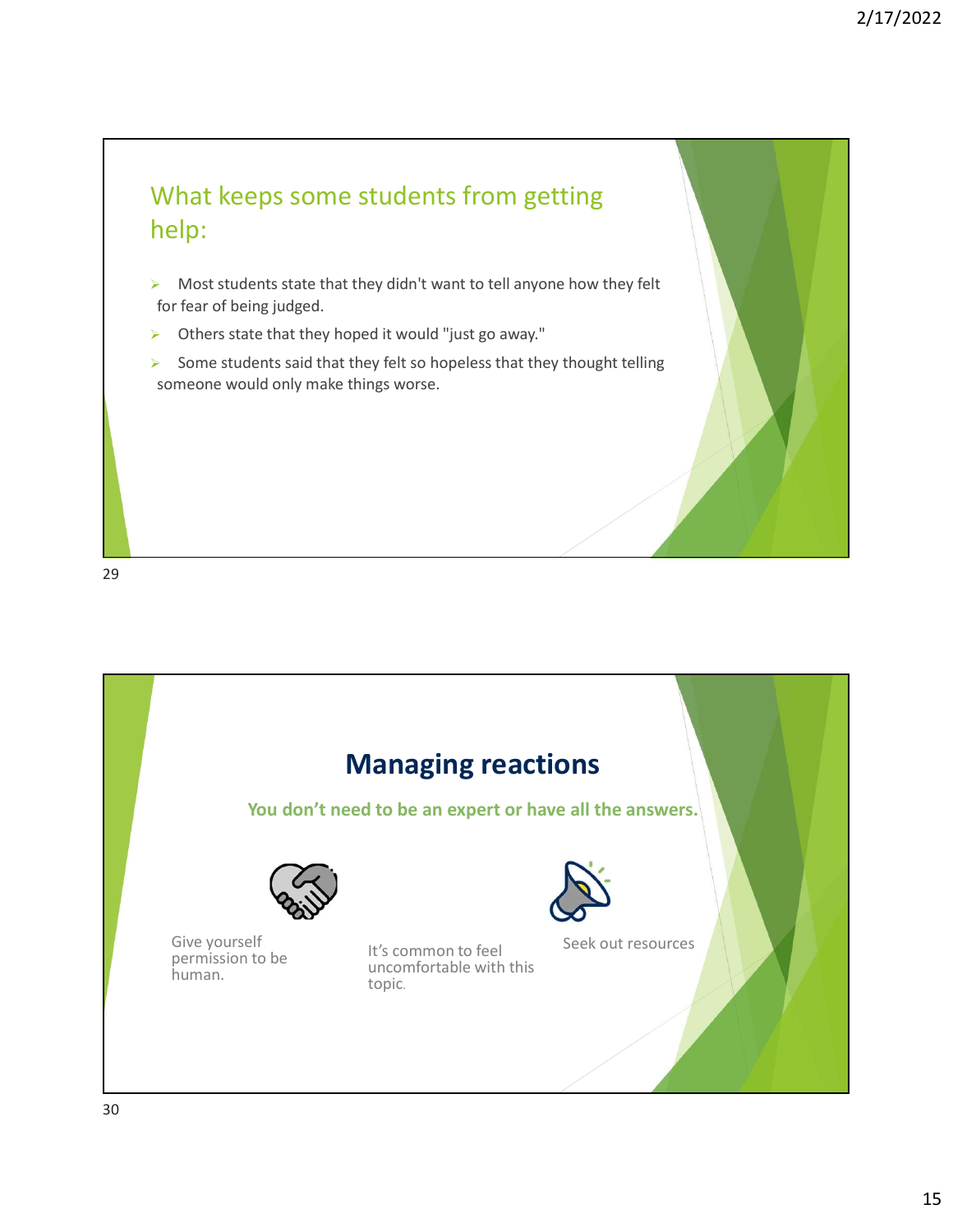## What keeps some students from getting help:

- Most students state that they didn't want to tell anyone how they felt for fear of being judged.
- Others state that they hoped it would "just go away."
- Some students said that they felt so hopeless that they thought telling someone would only make things worse.

## Managing reactions

**You don't need to be an expert or have all the answers.**

Give yourself permission to be human.

It's common to feel uncomfortable with this topic.

Seek out resources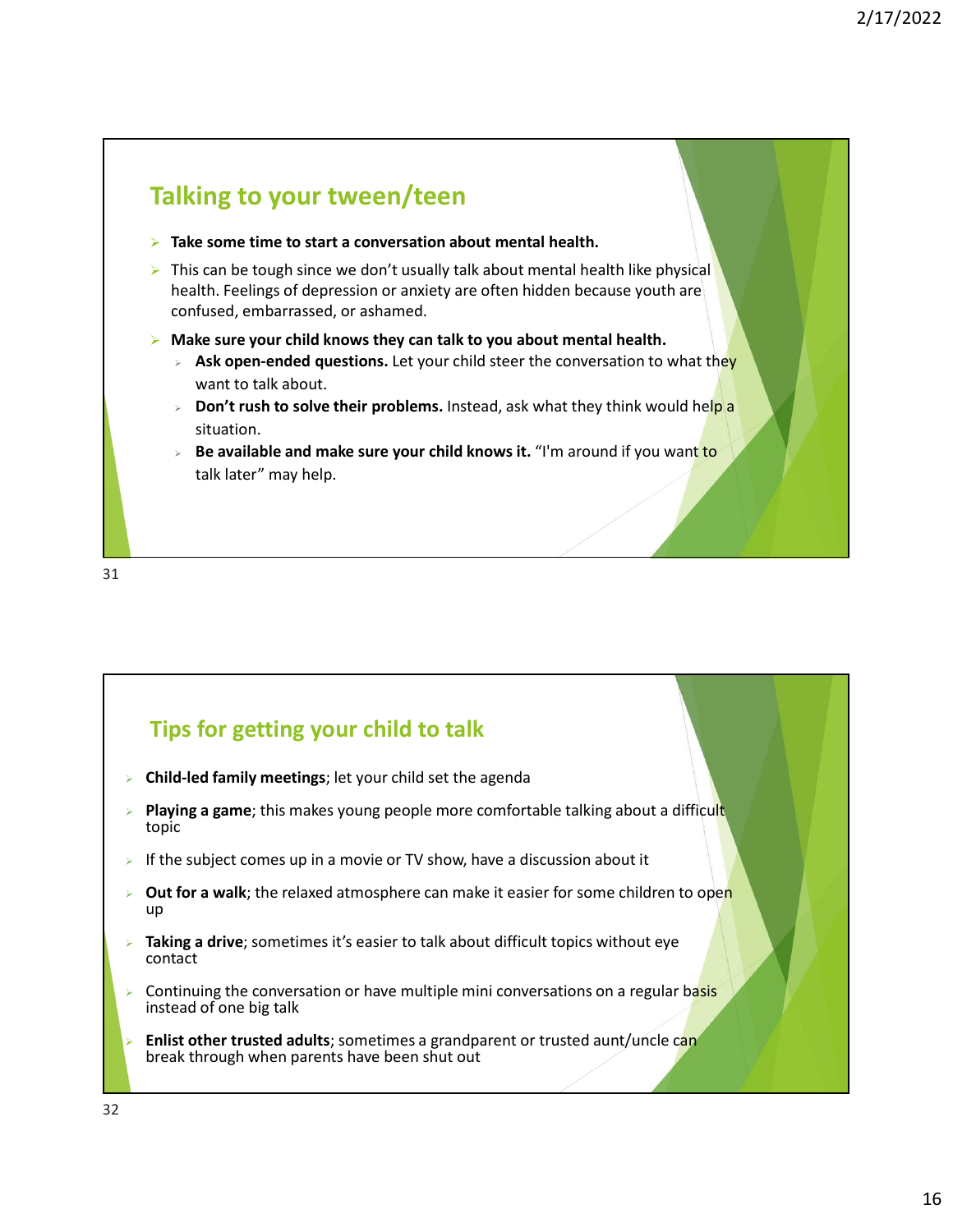## Talking to your tween/teen

- **Take some time to start a conversation about mental health.**
- This can be tough since we don't usually talk about mental health like physical health. Feelings of depression or anxiety are often hidden because youth are confused, embarrassed, or ashamed.
- **Make sure your child knows they can talk to you about mental health.**
  - **Ask open-ended questions.** Let your child steer the conversation to what they want to talk about.
  - **Don't rush to solve their problems.** Instead, ask what they think would help a situation.
  - **Be available and make sure your child knows it.** "I'm around if you want to talk later" may help.

## Tips for getting your child to talk

- **Child-led family meetings**; let your child set the agenda
- **Playing a game**; this makes young people more comfortable talking about a difficult topic
- If the subject comes up in a movie or TV show, have a discussion about it
- **Out for a walk**; the relaxed atmosphere can make it easier for some children to open up
- **Taking a drive**; sometimes it's easier to talk about difficult topics without eye contact
- Continuing the conversation or have multiple mini conversations on a regular basis instead of one big talk
- **Enlist other trusted adults**; sometimes a grandparent or trusted aunt/uncle can break through when parents have been shut out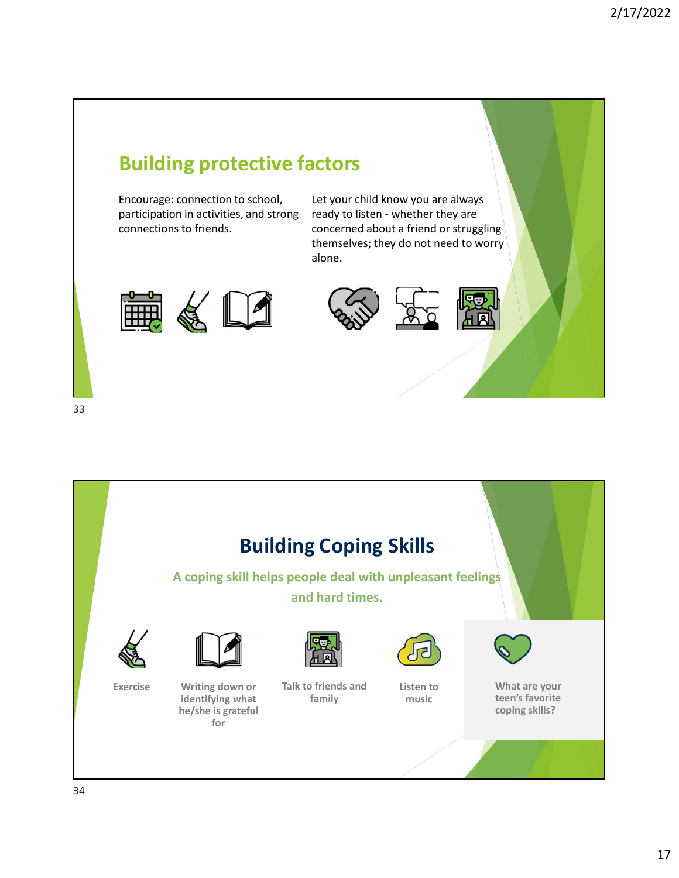## Building protective factors

Encourage: connection to school, participation in activities, and strong connections to friends.

Let your child know you are always ready to listen - whether they are concerned about a friend or struggling themselves; they do not need to worry alone.

## Building Coping Skills

**A coping skill helps people deal with unpleasant feelings and hard times.**

- Exercise
- Writing down or identifying what he/she is grateful for
- Talk to friends and family
- Listen to music

What are your teen's favorite coping skills?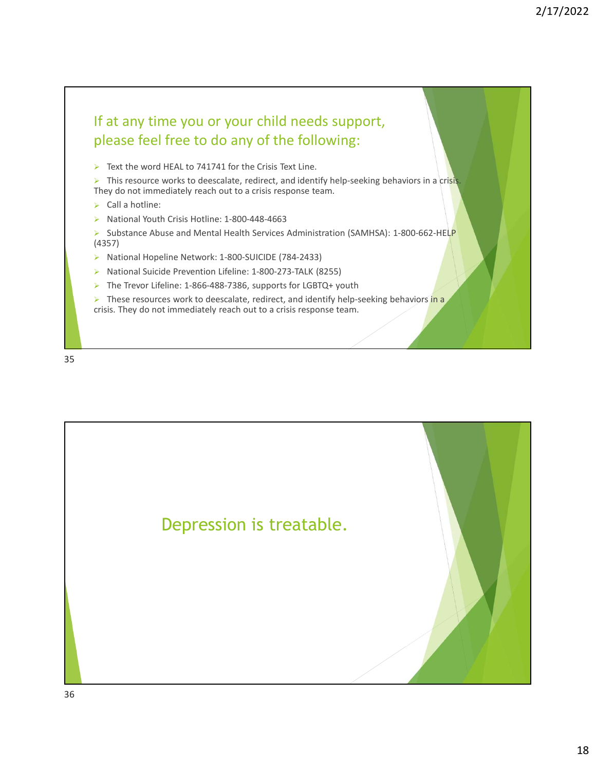## If at any time you or your child needs support, please feel free to do any of the following:

- Text the word HEAL to 741741 for the Crisis Text Line.
- This resource works to deescalate, redirect, and identify help-seeking behaviors in a crisis. They do not immediately reach out to a crisis response team.
- Call a hotline:
- National Youth Crisis Hotline: 1-800-448-4663
- Substance Abuse and Mental Health Services Administration (SAMHSA): 1-800-662-HELP (4357)
- National Hopeline Network: 1-800-SUICIDE (784-2433)
- National Suicide Prevention Lifeline: 1-800-273-TALK (8255)
- The Trevor Lifeline: 1-866-488-7386, supports for LGBTQ+ youth
- These resources work to deescalate, redirect, and identify help-seeking behaviors in a crisis. They do not immediately reach out to a crisis response team.

## Depression is treatable.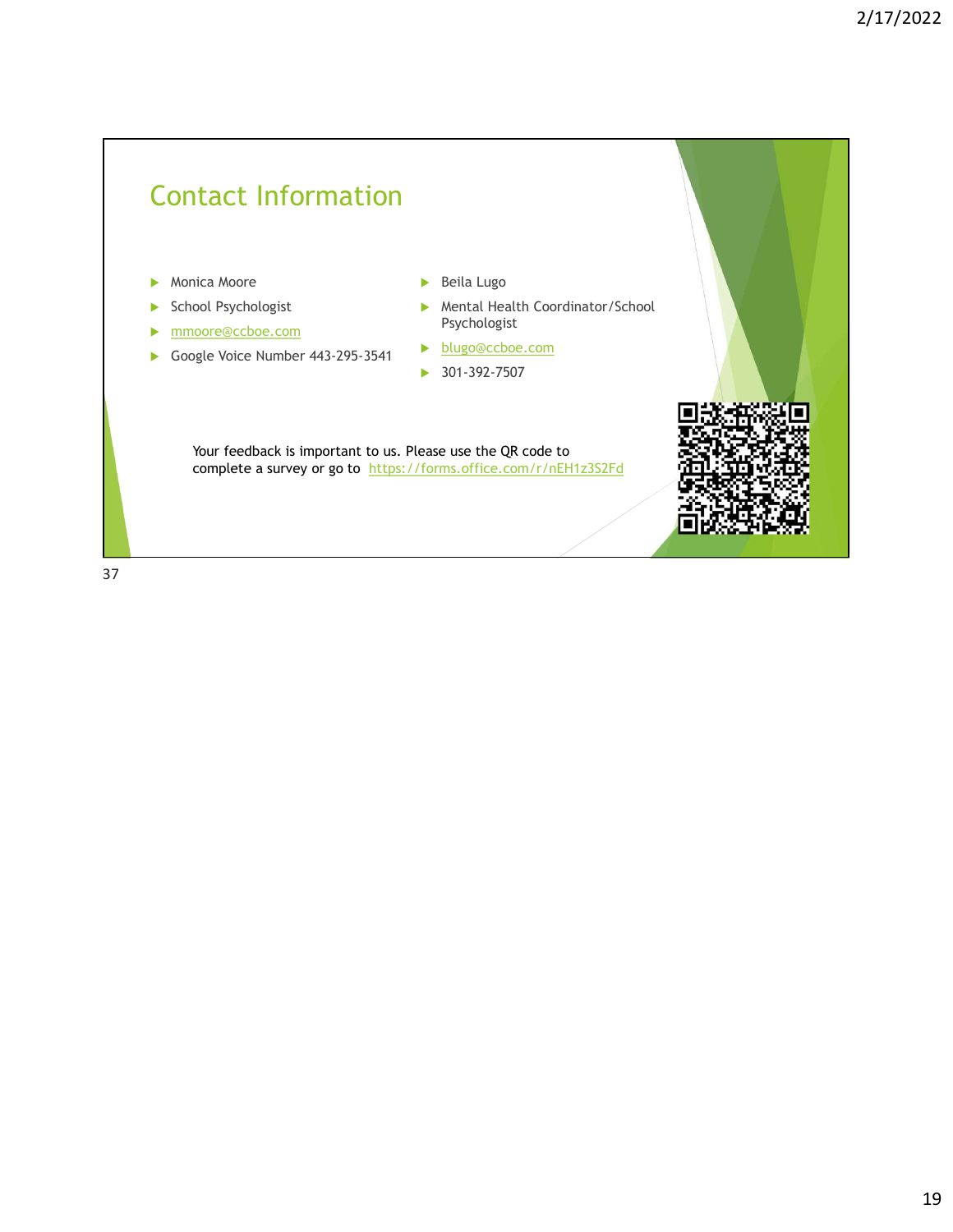## Contact Information

- Monica Moore
- School Psychologist
- mmoore@ccboe.com
- Google Voice Number 443-295-3541

- Beila Lugo
- Mental Health Coordinator/School Psychologist
- blugo@ccboe.com
- 301-392-7507

Your feedback is important to us. Please use the QR code to complete a survey or go to https://forms.office.com/r/nEH1z3S2Fd